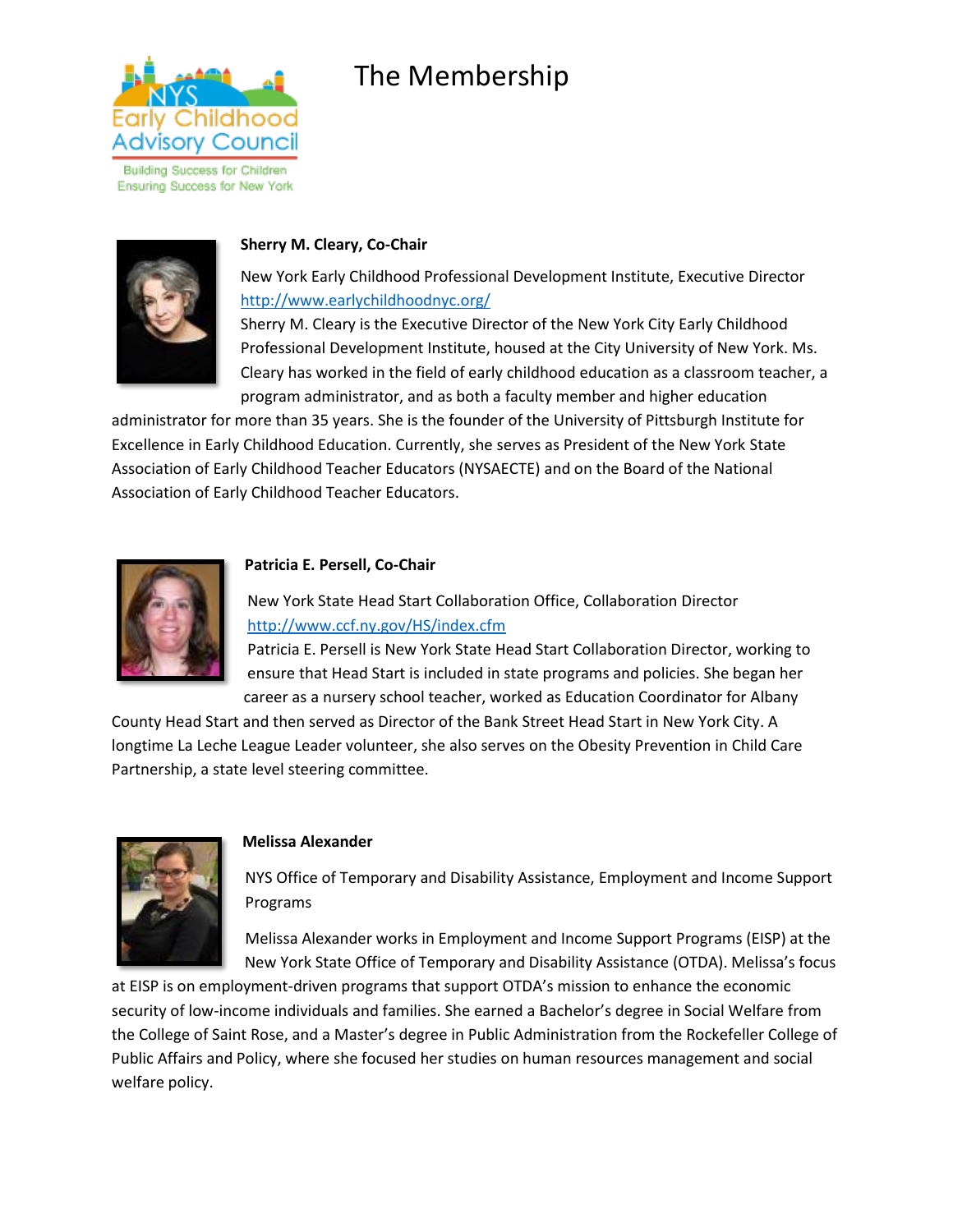# The Membership

### Sherry M. Cleary, Co-Chair

New York Early Childhood Professional Development Institute, Executive Director
http://www.earlychildhoodnyc.org/

Sherry M. Cleary is the Executive Director of the New York City Early Childhood Professional Development Institute, housed at the City University of New York. Ms. Cleary has worked in the field of early childhood education as a classroom teacher, a program administrator, and as both a faculty member and higher education administrator for more than 35 years. She is the founder of the University of Pittsburgh Institute for Excellence in Early Childhood Education. Currently, she serves as President of the New York State Association of Early Childhood Teacher Educators (NYSAECTE) and on the Board of the National Association of Early Childhood Teacher Educators.

### Patricia E. Persell, Co-Chair

New York State Head Start Collaboration Office, Collaboration Director
http://www.ccf.ny.gov/HS/index.cfm

Patricia E. Persell is New York State Head Start Collaboration Director, working to ensure that Head Start is included in state programs and policies. She began her career as a nursery school teacher, worked as Education Coordinator for Albany County Head Start and then served as Director of the Bank Street Head Start in New York City. A longtime La Leche League Leader volunteer, she also serves on the Obesity Prevention in Child Care Partnership, a state level steering committee.

### Melissa Alexander

NYS Office of Temporary and Disability Assistance, Employment and Income Support Programs

Melissa Alexander works in Employment and Income Support Programs (EISP) at the New York State Office of Temporary and Disability Assistance (OTDA). Melissa's focus at EISP is on employment-driven programs that support OTDA's mission to enhance the economic security of low-income individuals and families. She earned a Bachelor's degree in Social Welfare from the College of Saint Rose, and a Master's degree in Public Administration from the Rockefeller College of Public Affairs and Policy, where she focused her studies on human resources management and social welfare policy.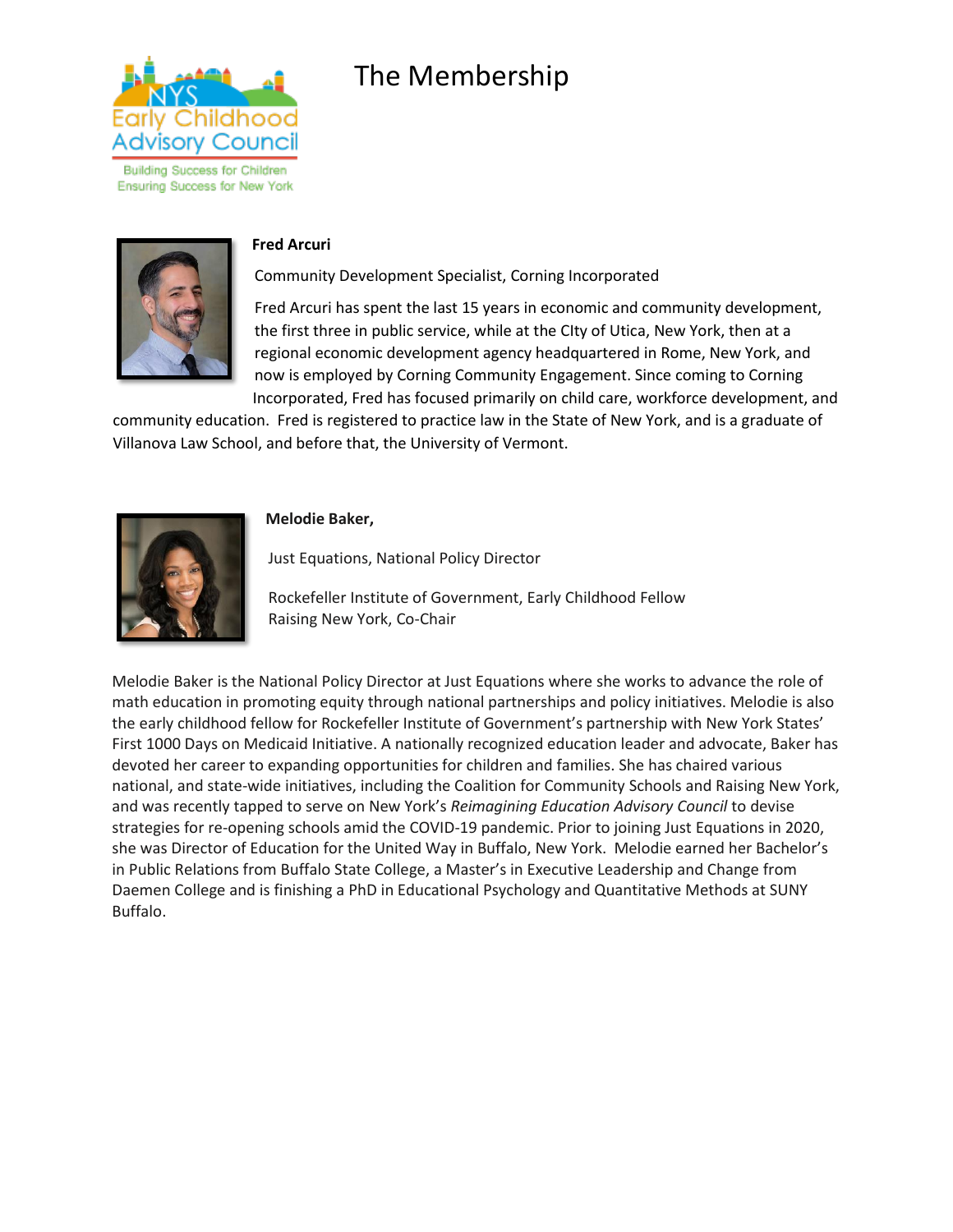# The Membership

**Fred Arcuri**

Community Development Specialist, Corning Incorporated

Fred Arcuri has spent the last 15 years in economic and community development, the first three in public service, while at the CIty of Utica, New York, then at a regional economic development agency headquartered in Rome, New York, and now is employed by Corning Community Engagement. Since coming to Corning Incorporated, Fred has focused primarily on child care, workforce development, and community education. Fred is registered to practice law in the State of New York, and is a graduate of Villanova Law School, and before that, the University of Vermont.

**Melodie Baker,**

Just Equations, National Policy Director

Rockefeller Institute of Government, Early Childhood Fellow
Raising New York, Co-Chair

Melodie Baker is the National Policy Director at Just Equations where she works to advance the role of math education in promoting equity through national partnerships and policy initiatives. Melodie is also the early childhood fellow for Rockefeller Institute of Government's partnership with New York States' First 1000 Days on Medicaid Initiative. A nationally recognized education leader and advocate, Baker has devoted her career to expanding opportunities for children and families. She has chaired various national, and state-wide initiatives, including the Coalition for Community Schools and Raising New York, and was recently tapped to serve on New York's *Reimagining Education Advisory Council* to devise strategies for re-opening schools amid the COVID-19 pandemic. Prior to joining Just Equations in 2020, she was Director of Education for the United Way in Buffalo, New York. Melodie earned her Bachelor's in Public Relations from Buffalo State College, a Master's in Executive Leadership and Change from Daemen College and is finishing a PhD in Educational Psychology and Quantitative Methods at SUNY Buffalo.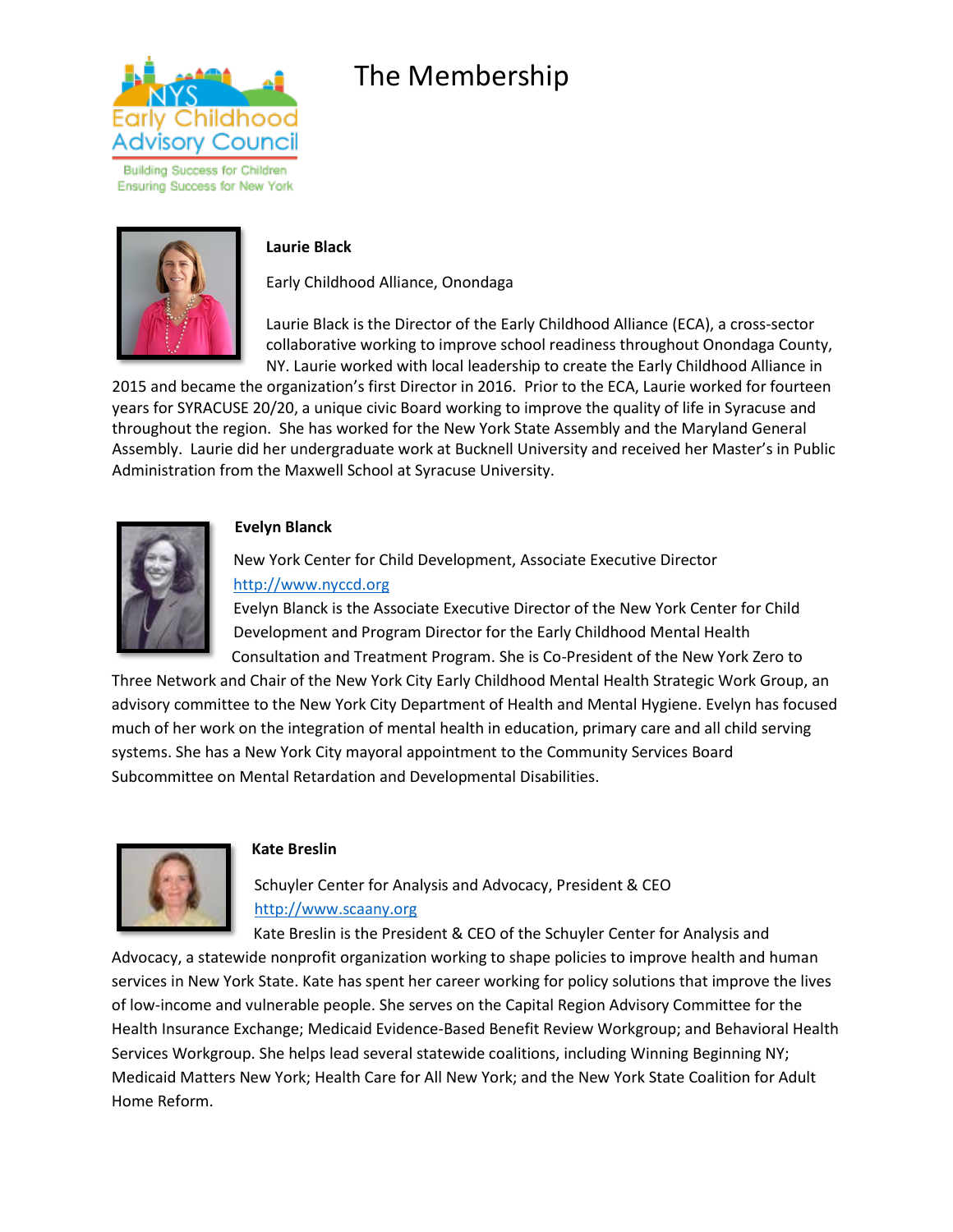# The Membership

**Laurie Black**

Early Childhood Alliance, Onondaga

Laurie Black is the Director of the Early Childhood Alliance (ECA), a cross-sector collaborative working to improve school readiness throughout Onondaga County, NY. Laurie worked with local leadership to create the Early Childhood Alliance in 2015 and became the organization's first Director in 2016. Prior to the ECA, Laurie worked for fourteen years for SYRACUSE 20/20, a unique civic Board working to improve the quality of life in Syracuse and throughout the region. She has worked for the New York State Assembly and the Maryland General Assembly. Laurie did her undergraduate work at Bucknell University and received her Master's in Public Administration from the Maxwell School at Syracuse University.

**Evelyn Blanck**

New York Center for Child Development, Associate Executive Director
http://www.nyccd.org

Evelyn Blanck is the Associate Executive Director of the New York Center for Child Development and Program Director for the Early Childhood Mental Health Consultation and Treatment Program. She is Co-President of the New York Zero to Three Network and Chair of the New York City Early Childhood Mental Health Strategic Work Group, an advisory committee to the New York City Department of Health and Mental Hygiene. Evelyn has focused much of her work on the integration of mental health in education, primary care and all child serving systems. She has a New York City mayoral appointment to the Community Services Board Subcommittee on Mental Retardation and Developmental Disabilities.

**Kate Breslin**

Schuyler Center for Analysis and Advocacy, President & CEO
http://www.scaany.org

Kate Breslin is the President & CEO of the Schuyler Center for Analysis and Advocacy, a statewide nonprofit organization working to shape policies to improve health and human services in New York State. Kate has spent her career working for policy solutions that improve the lives of low-income and vulnerable people. She serves on the Capital Region Advisory Committee for the Health Insurance Exchange; Medicaid Evidence-Based Benefit Review Workgroup; and Behavioral Health Services Workgroup. She helps lead several statewide coalitions, including Winning Beginning NY; Medicaid Matters New York; Health Care for All New York; and the New York State Coalition for Adult Home Reform.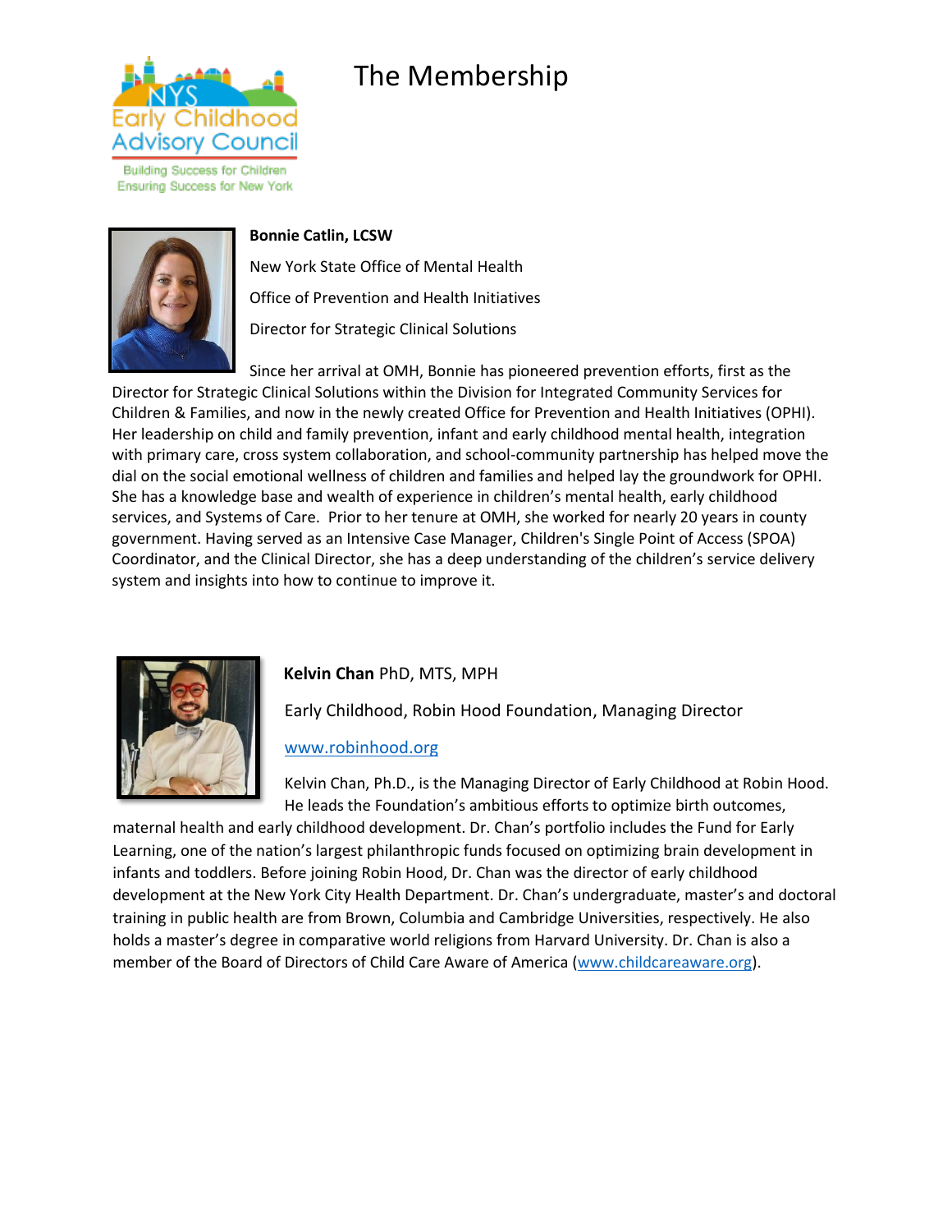# The Membership

**Bonnie Catlin, LCSW**

New York State Office of Mental Health

Office of Prevention and Health Initiatives

Director for Strategic Clinical Solutions

Since her arrival at OMH, Bonnie has pioneered prevention efforts, first as the Director for Strategic Clinical Solutions within the Division for Integrated Community Services for Children & Families, and now in the newly created Office for Prevention and Health Initiatives (OPHI). Her leadership on child and family prevention, infant and early childhood mental health, integration with primary care, cross system collaboration, and school-community partnership has helped move the dial on the social emotional wellness of children and families and helped lay the groundwork for OPHI. She has a knowledge base and wealth of experience in children's mental health, early childhood services, and Systems of Care. Prior to her tenure at OMH, she worked for nearly 20 years in county government. Having served as an Intensive Case Manager, Children's Single Point of Access (SPOA) Coordinator, and the Clinical Director, she has a deep understanding of the children's service delivery system and insights into how to continue to improve it.

**Kelvin Chan** PhD, MTS, MPH

Early Childhood, Robin Hood Foundation, Managing Director

[www.robinhood.org](http://www.robinhood.org)

Kelvin Chan, Ph.D., is the Managing Director of Early Childhood at Robin Hood. He leads the Foundation's ambitious efforts to optimize birth outcomes, maternal health and early childhood development. Dr. Chan's portfolio includes the Fund for Early Learning, one of the nation's largest philanthropic funds focused on optimizing brain development in infants and toddlers. Before joining Robin Hood, Dr. Chan was the director of early childhood development at the New York City Health Department. Dr. Chan's undergraduate, master's and doctoral training in public health are from Brown, Columbia and Cambridge Universities, respectively. He also holds a master's degree in comparative world religions from Harvard University. Dr. Chan is also a member of the Board of Directors of Child Care Aware of America ([www.childcareaware.org](http://www.childcareaware.org)).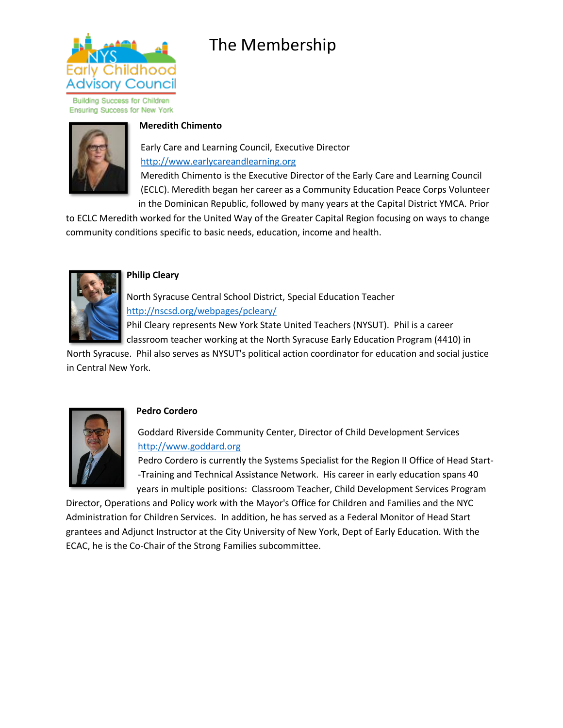# The Membership

### Meredith Chimento

Early Care and Learning Council, Executive Director
http://www.earlycareandlearning.org
Meredith Chimento is the Executive Director of the Early Care and Learning Council (ECLC). Meredith began her career as a Community Education Peace Corps Volunteer in the Dominican Republic, followed by many years at the Capital District YMCA. Prior to ECLC Meredith worked for the United Way of the Greater Capital Region focusing on ways to change community conditions specific to basic needs, education, income and health.

### Philip Cleary

North Syracuse Central School District, Special Education Teacher
http://nscsd.org/webpages/pcleary/
Phil Cleary represents New York State United Teachers (NYSUT). Phil is a career classroom teacher working at the North Syracuse Early Education Program (4410) in North Syracuse. Phil also serves as NYSUT's political action coordinator for education and social justice in Central New York.

### Pedro Cordero

Goddard Riverside Community Center, Director of Child Development Services
http://www.goddard.org
Pedro Cordero is currently the Systems Specialist for the Region II Office of Head Start--Training and Technical Assistance Network. His career in early education spans 40 years in multiple positions: Classroom Teacher, Child Development Services Program Director, Operations and Policy work with the Mayor's Office for Children and Families and the NYC Administration for Children Services. In addition, he has served as a Federal Monitor of Head Start grantees and Adjunct Instructor at the City University of New York, Dept of Early Education. With the ECAC, he is the Co-Chair of the Strong Families subcommittee.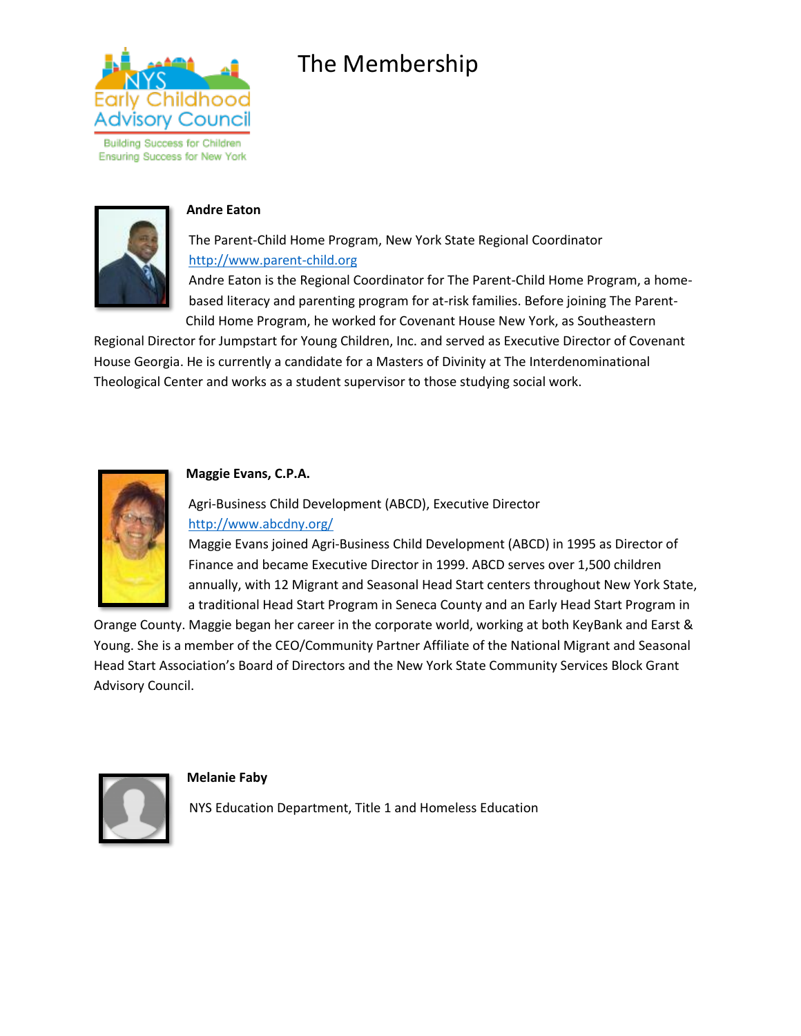# The Membership

### Andre Eaton

The Parent-Child Home Program, New York State Regional Coordinator
http://www.parent-child.org
Andre Eaton is the Regional Coordinator for The Parent-Child Home Program, a home-based literacy and parenting program for at-risk families. Before joining The Parent-Child Home Program, he worked for Covenant House New York, as Southeastern Regional Director for Jumpstart for Young Children, Inc. and served as Executive Director of Covenant House Georgia. He is currently a candidate for a Masters of Divinity at The Interdenominational Theological Center and works as a student supervisor to those studying social work.

### Maggie Evans, C.P.A.

Agri-Business Child Development (ABCD), Executive Director
http://www.abcdny.org/
Maggie Evans joined Agri-Business Child Development (ABCD) in 1995 as Director of Finance and became Executive Director in 1999. ABCD serves over 1,500 children annually, with 12 Migrant and Seasonal Head Start centers throughout New York State, a traditional Head Start Program in Seneca County and an Early Head Start Program in Orange County. Maggie began her career in the corporate world, working at both KeyBank and Earst & Young. She is a member of the CEO/Community Partner Affiliate of the National Migrant and Seasonal Head Start Association's Board of Directors and the New York State Community Services Block Grant Advisory Council.

### Melanie Faby

NYS Education Department, Title 1 and Homeless Education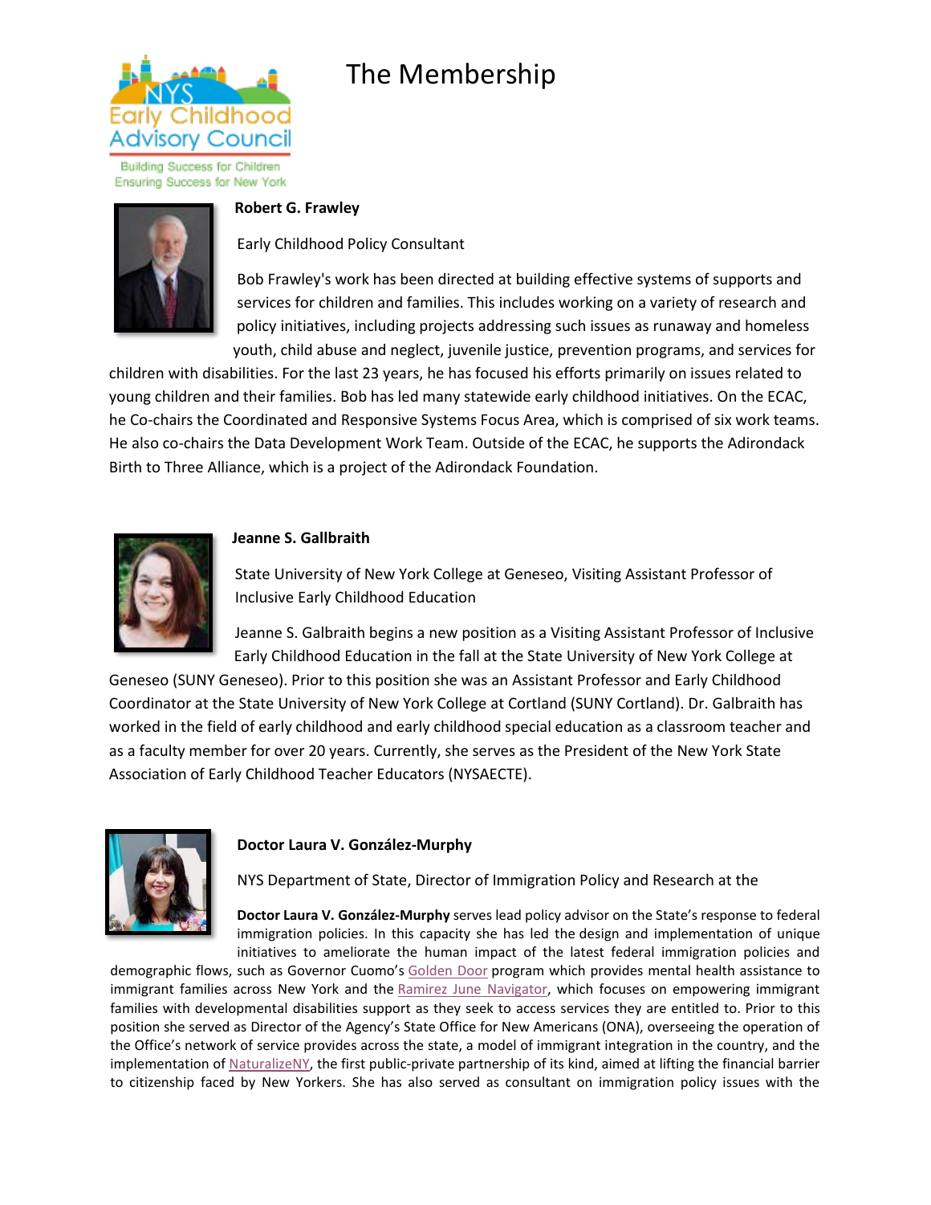# The Membership

**Robert G. Frawley**

Early Childhood Policy Consultant

Bob Frawley's work has been directed at building effective systems of supports and services for children and families. This includes working on a variety of research and policy initiatives, including projects addressing such issues as runaway and homeless youth, child abuse and neglect, juvenile justice, prevention programs, and services for children with disabilities. For the last 23 years, he has focused his efforts primarily on issues related to young children and their families. Bob has led many statewide early childhood initiatives. On the ECAC, he Co-chairs the Coordinated and Responsive Systems Focus Area, which is comprised of six work teams. He also co-chairs the Data Development Work Team. Outside of the ECAC, he supports the Adirondack Birth to Three Alliance, which is a project of the Adirondack Foundation.

**Jeanne S. Gallbraith**

State University of New York College at Geneseo, Visiting Assistant Professor of Inclusive Early Childhood Education

Jeanne S. Galbraith begins a new position as a Visiting Assistant Professor of Inclusive Early Childhood Education in the fall at the State University of New York College at Geneseo (SUNY Geneseo). Prior to this position she was an Assistant Professor and Early Childhood Coordinator at the State University of New York College at Cortland (SUNY Cortland). Dr. Galbraith has worked in the field of early childhood and early childhood special education as a classroom teacher and as a faculty member for over 20 years. Currently, she serves as the President of the New York State Association of Early Childhood Teacher Educators (NYSAECTE).

**Doctor Laura V. González-Murphy**

NYS Department of State, Director of Immigration Policy and Research at the

**Doctor Laura V. González-Murphy** serves lead policy advisor on the State's response to federal immigration policies. In this capacity she has led the design and implementation of unique initiatives to ameliorate the human impact of the latest federal immigration policies and demographic flows, such as Governor Cuomo's Golden Door program which provides mental health assistance to immigrant families across New York and the Ramirez June Navigator, which focuses on empowering immigrant families with developmental disabilities support as they seek to access services they are entitled to. Prior to this position she served as Director of the Agency's State Office for New Americans (ONA), overseeing the operation of the Office's network of service provides across the state, a model of immigrant integration in the country, and the implementation of NaturalizeNY, the first public-private partnership of its kind, aimed at lifting the financial barrier to citizenship faced by New Yorkers. She has also served as consultant on immigration policy issues with the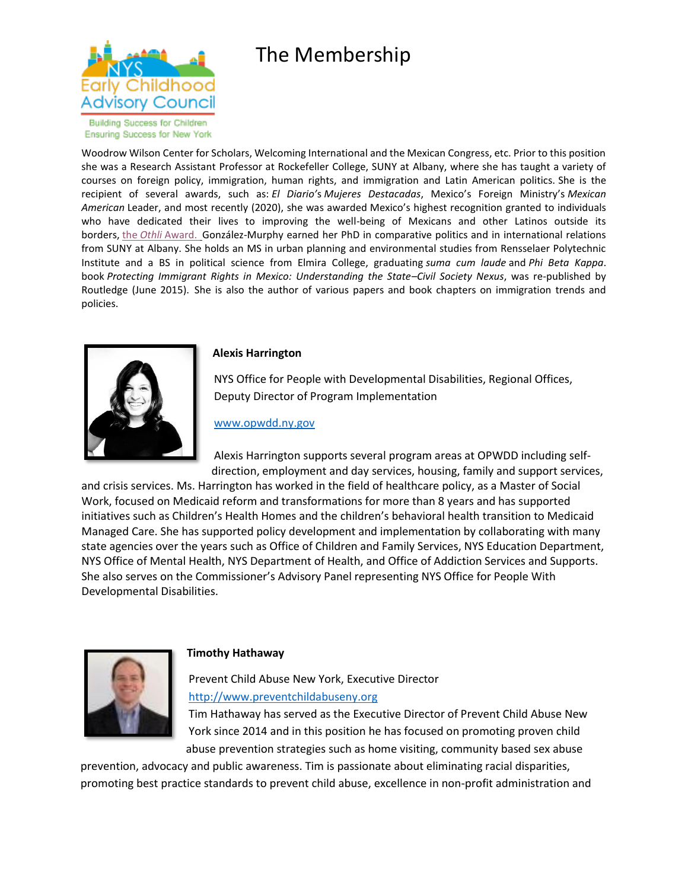# The Membership

Woodrow Wilson Center for Scholars, Welcoming International and the Mexican Congress, etc. Prior to this position she was a Research Assistant Professor at Rockefeller College, SUNY at Albany, where she has taught a variety of courses on foreign policy, immigration, human rights, and immigration and Latin American politics. She is the recipient of several awards, such as: *El Diario's Mujeres Destacadas*, Mexico's Foreign Ministry's *Mexican American* Leader, and most recently (2020), she was awarded Mexico's highest recognition granted to individuals who have dedicated their lives to improving the well-being of Mexicans and other Latinos outside its borders, the *Othli* Award. González-Murphy earned her PhD in comparative politics and in international relations from SUNY at Albany. She holds an MS in urban planning and environmental studies from Rensselaer Polytechnic Institute and a BS in political science from Elmira College, graduating *suma cum laude* and *Phi Beta Kappa*. book *Protecting Immigrant Rights in Mexico: Understanding the State–Civil Society Nexus*, was re-published by Routledge (June 2015). She is also the author of various papers and book chapters on immigration trends and policies.

**Alexis Harrington**

NYS Office for People with Developmental Disabilities, Regional Offices, Deputy Director of Program Implementation

www.opwdd.ny.gov

Alexis Harrington supports several program areas at OPWDD including self-direction, employment and day services, housing, family and support services, and crisis services. Ms. Harrington has worked in the field of healthcare policy, as a Master of Social Work, focused on Medicaid reform and transformations for more than 8 years and has supported initiatives such as Children's Health Homes and the children's behavioral health transition to Medicaid Managed Care. She has supported policy development and implementation by collaborating with many state agencies over the years such as Office of Children and Family Services, NYS Education Department, NYS Office of Mental Health, NYS Department of Health, and Office of Addiction Services and Supports. She also serves on the Commissioner's Advisory Panel representing NYS Office for People With Developmental Disabilities.

**Timothy Hathaway**

Prevent Child Abuse New York, Executive Director

http://www.preventchildabuseny.org

Tim Hathaway has served as the Executive Director of Prevent Child Abuse New York since 2014 and in this position he has focused on promoting proven child abuse prevention strategies such as home visiting, community based sex abuse prevention, advocacy and public awareness. Tim is passionate about eliminating racial disparities, promoting best practice standards to prevent child abuse, excellence in non-profit administration and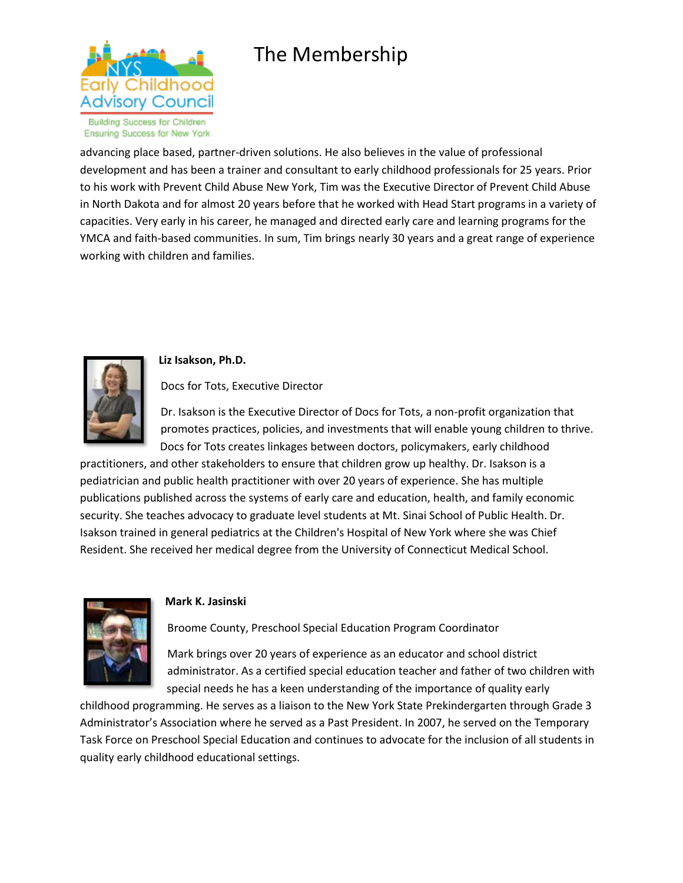# The Membership

advancing place based, partner-driven solutions. He also believes in the value of professional development and has been a trainer and consultant to early childhood professionals for 25 years. Prior to his work with Prevent Child Abuse New York, Tim was the Executive Director of Prevent Child Abuse in North Dakota and for almost 20 years before that he worked with Head Start programs in a variety of capacities. Very early in his career, he managed and directed early care and learning programs for the YMCA and faith-based communities. In sum, Tim brings nearly 30 years and a great range of experience working with children and families.

**Liz Isakson, Ph.D.**

Docs for Tots, Executive Director

Dr. Isakson is the Executive Director of Docs for Tots, a non-profit organization that promotes practices, policies, and investments that will enable young children to thrive. Docs for Tots creates linkages between doctors, policymakers, early childhood practitioners, and other stakeholders to ensure that children grow up healthy. Dr. Isakson is a pediatrician and public health practitioner with over 20 years of experience. She has multiple publications published across the systems of early care and education, health, and family economic security. She teaches advocacy to graduate level students at Mt. Sinai School of Public Health. Dr. Isakson trained in general pediatrics at the Children's Hospital of New York where she was Chief Resident. She received her medical degree from the University of Connecticut Medical School.

**Mark K. Jasinski**

Broome County, Preschool Special Education Program Coordinator

Mark brings over 20 years of experience as an educator and school district administrator. As a certified special education teacher and father of two children with special needs he has a keen understanding of the importance of quality early childhood programming. He serves as a liaison to the New York State Prekindergarten through Grade 3 Administrator's Association where he served as a Past President. In 2007, he served on the Temporary Task Force on Preschool Special Education and continues to advocate for the inclusion of all students in quality early childhood educational settings.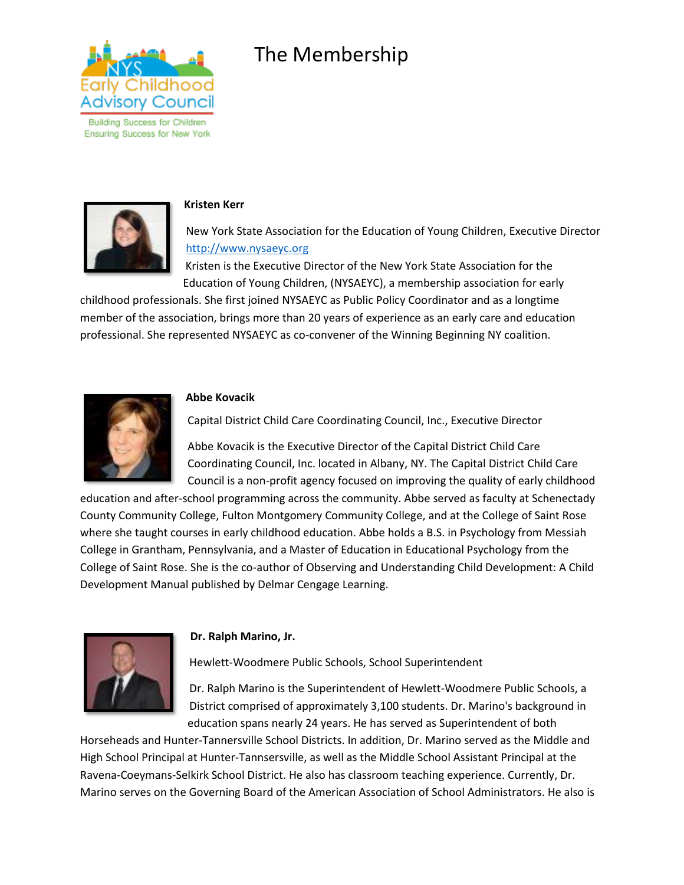# The Membership

**Kristen Kerr**

New York State Association for the Education of Young Children, Executive Director
http://www.nysaeyc.org

Kristen is the Executive Director of the New York State Association for the Education of Young Children, (NYSAEYC), a membership association for early childhood professionals. She first joined NYSAEYC as Public Policy Coordinator and as a longtime member of the association, brings more than 20 years of experience as an early care and education professional. She represented NYSAEYC as co-convener of the Winning Beginning NY coalition.

**Abbe Kovacik**

Capital District Child Care Coordinating Council, Inc., Executive Director

Abbe Kovacik is the Executive Director of the Capital District Child Care Coordinating Council, Inc. located in Albany, NY. The Capital District Child Care Council is a non-profit agency focused on improving the quality of early childhood education and after-school programming across the community. Abbe served as faculty at Schenectady County Community College, Fulton Montgomery Community College, and at the College of Saint Rose where she taught courses in early childhood education. Abbe holds a B.S. in Psychology from Messiah College in Grantham, Pennsylvania, and a Master of Education in Educational Psychology from the College of Saint Rose. She is the co-author of Observing and Understanding Child Development: A Child Development Manual published by Delmar Cengage Learning.

**Dr. Ralph Marino, Jr.**

Hewlett-Woodmere Public Schools, School Superintendent

Dr. Ralph Marino is the Superintendent of Hewlett-Woodmere Public Schools, a District comprised of approximately 3,100 students. Dr. Marino's background in education spans nearly 24 years. He has served as Superintendent of both Horseheads and Hunter-Tannersville School Districts. In addition, Dr. Marino served as the Middle and High School Principal at Hunter-Tannsersville, as well as the Middle School Assistant Principal at the Ravena-Coeymans-Selkirk School District. He also has classroom teaching experience. Currently, Dr. Marino serves on the Governing Board of the American Association of School Administrators. He also is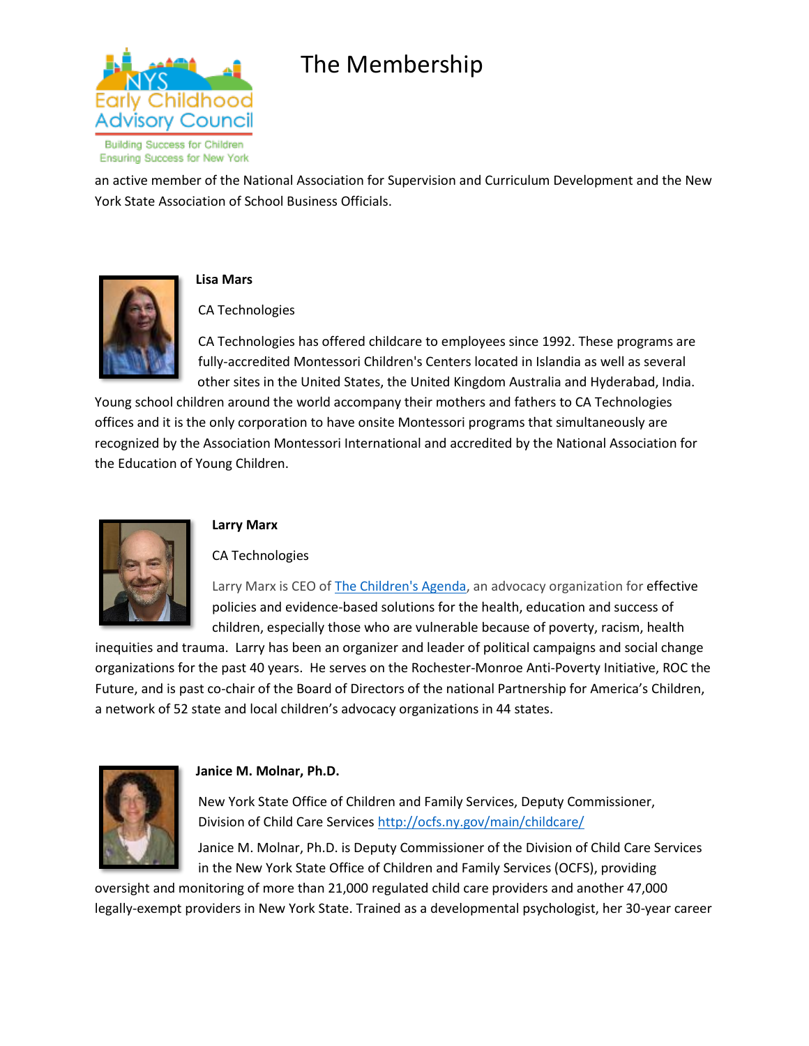# The Membership

an active member of the National Association for Supervision and Curriculum Development and the New York State Association of School Business Officials.

**Lisa Mars**

CA Technologies

CA Technologies has offered childcare to employees since 1992. These programs are fully-accredited Montessori Children's Centers located in Islandia as well as several other sites in the United States, the United Kingdom Australia and Hyderabad, India. Young school children around the world accompany their mothers and fathers to CA Technologies offices and it is the only corporation to have onsite Montessori programs that simultaneously are recognized by the Association Montessori International and accredited by the National Association for the Education of Young Children.

**Larry Marx**

CA Technologies

Larry Marx is CEO of [The Children's Agenda](), an advocacy organization for effective policies and evidence-based solutions for the health, education and success of children, especially those who are vulnerable because of poverty, racism, health inequities and trauma. Larry has been an organizer and leader of political campaigns and social change organizations for the past 40 years. He serves on the Rochester-Monroe Anti-Poverty Initiative, ROC the Future, and is past co-chair of the Board of Directors of the national Partnership for America's Children, a network of 52 state and local children's advocacy organizations in 44 states.

**Janice M. Molnar, Ph.D.**

New York State Office of Children and Family Services, Deputy Commissioner, Division of Child Care Services http://ocfs.ny.gov/main/childcare/

Janice M. Molnar, Ph.D. is Deputy Commissioner of the Division of Child Care Services in the New York State Office of Children and Family Services (OCFS), providing oversight and monitoring of more than 21,000 regulated child care providers and another 47,000 legally-exempt providers in New York State. Trained as a developmental psychologist, her 30-year career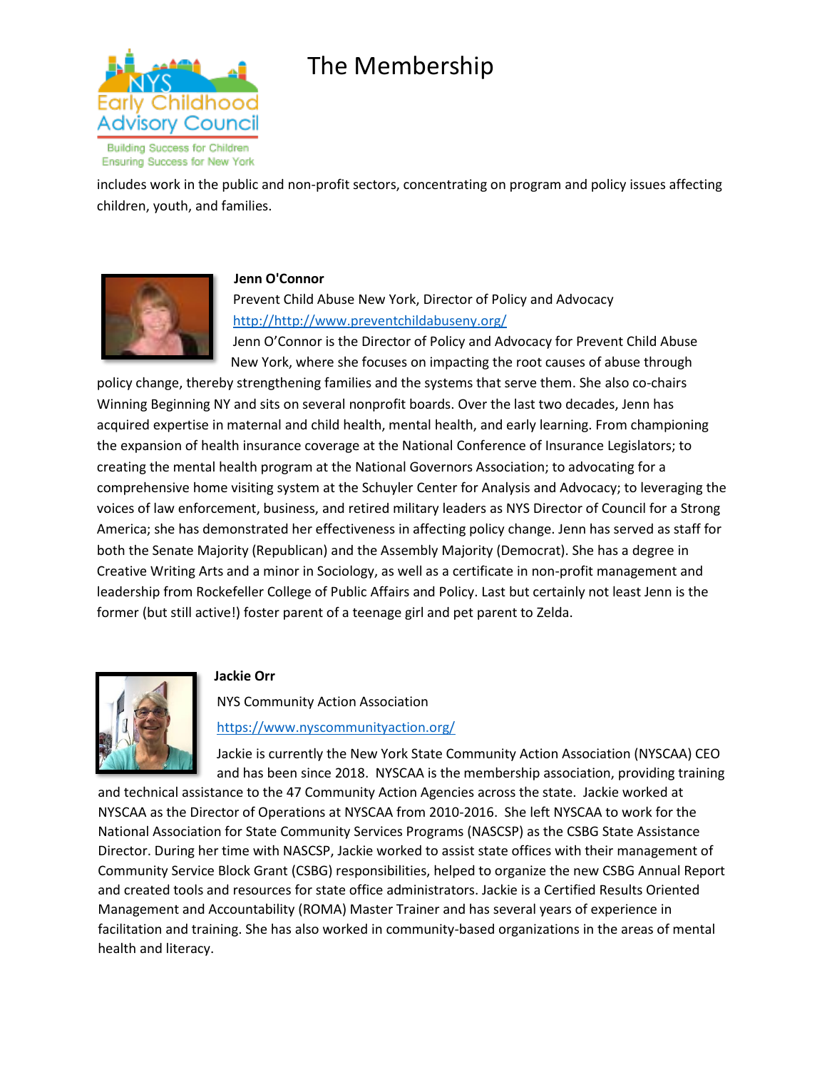# The Membership

includes work in the public and non-profit sectors, concentrating on program and policy issues affecting children, youth, and families.

**Jenn O'Connor**

Prevent Child Abuse New York, Director of Policy and Advocacy

http://http://www.preventchildabuseny.org/

Jenn O'Connor is the Director of Policy and Advocacy for Prevent Child Abuse New York, where she focuses on impacting the root causes of abuse through policy change, thereby strengthening families and the systems that serve them. She also co-chairs Winning Beginning NY and sits on several nonprofit boards. Over the last two decades, Jenn has acquired expertise in maternal and child health, mental health, and early learning. From championing the expansion of health insurance coverage at the National Conference of Insurance Legislators; to creating the mental health program at the National Governors Association; to advocating for a comprehensive home visiting system at the Schuyler Center for Analysis and Advocacy; to leveraging the voices of law enforcement, business, and retired military leaders as NYS Director of Council for a Strong America; she has demonstrated her effectiveness in affecting policy change. Jenn has served as staff for both the Senate Majority (Republican) and the Assembly Majority (Democrat). She has a degree in Creative Writing Arts and a minor in Sociology, as well as a certificate in non-profit management and leadership from Rockefeller College of Public Affairs and Policy. Last but certainly not least Jenn is the former (but still active!) foster parent of a teenage girl and pet parent to Zelda.

**Jackie Orr**

NYS Community Action Association

https://www.nyscommunityaction.org/

Jackie is currently the New York State Community Action Association (NYSCAA) CEO and has been since 2018. NYSCAA is the membership association, providing training and technical assistance to the 47 Community Action Agencies across the state. Jackie worked at NYSCAA as the Director of Operations at NYSCAA from 2010-2016. She left NYSCAA to work for the National Association for State Community Services Programs (NASCSP) as the CSBG State Assistance Director. During her time with NASCSP, Jackie worked to assist state offices with their management of Community Service Block Grant (CSBG) responsibilities, helped to organize the new CSBG Annual Report and created tools and resources for state office administrators. Jackie is a Certified Results Oriented Management and Accountability (ROMA) Master Trainer and has several years of experience in facilitation and training. She has also worked in community-based organizations in the areas of mental health and literacy.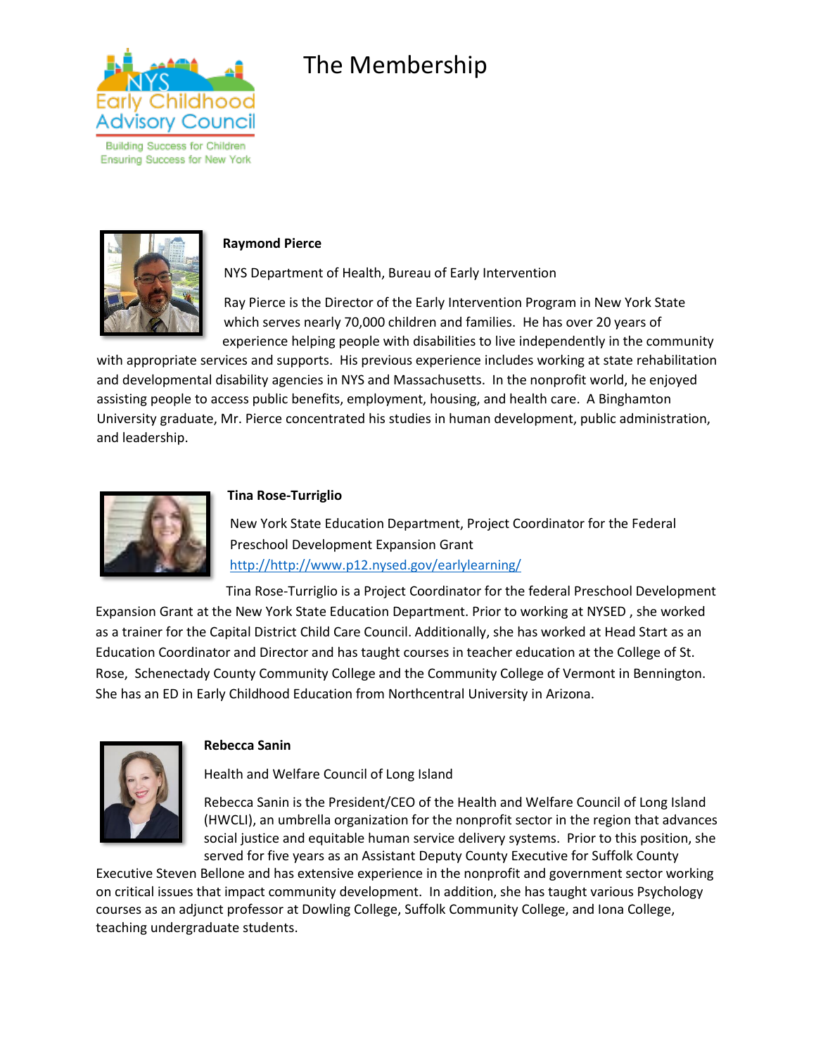# The Membership

**Raymond Pierce**

NYS Department of Health, Bureau of Early Intervention

Ray Pierce is the Director of the Early Intervention Program in New York State which serves nearly 70,000 children and families. He has over 20 years of experience helping people with disabilities to live independently in the community with appropriate services and supports. His previous experience includes working at state rehabilitation and developmental disability agencies in NYS and Massachusetts. In the nonprofit world, he enjoyed assisting people to access public benefits, employment, housing, and health care. A Binghamton University graduate, Mr. Pierce concentrated his studies in human development, public administration, and leadership.

**Tina Rose-Turriglio**

New York State Education Department, Project Coordinator for the Federal Preschool Development Expansion Grant

http://http://www.p12.nysed.gov/earlylearning/

Tina Rose-Turriglio is a Project Coordinator for the federal Preschool Development Expansion Grant at the New York State Education Department. Prior to working at NYSED , she worked as a trainer for the Capital District Child Care Council. Additionally, she has worked at Head Start as an Education Coordinator and Director and has taught courses in teacher education at the College of St. Rose, Schenectady County Community College and the Community College of Vermont in Bennington. She has an ED in Early Childhood Education from Northcentral University in Arizona.

**Rebecca Sanin**

Health and Welfare Council of Long Island

Rebecca Sanin is the President/CEO of the Health and Welfare Council of Long Island (HWCLI), an umbrella organization for the nonprofit sector in the region that advances social justice and equitable human service delivery systems. Prior to this position, she served for five years as an Assistant Deputy County Executive for Suffolk County Executive Steven Bellone and has extensive experience in the nonprofit and government sector working on critical issues that impact community development. In addition, she has taught various Psychology courses as an adjunct professor at Dowling College, Suffolk Community College, and Iona College, teaching undergraduate students.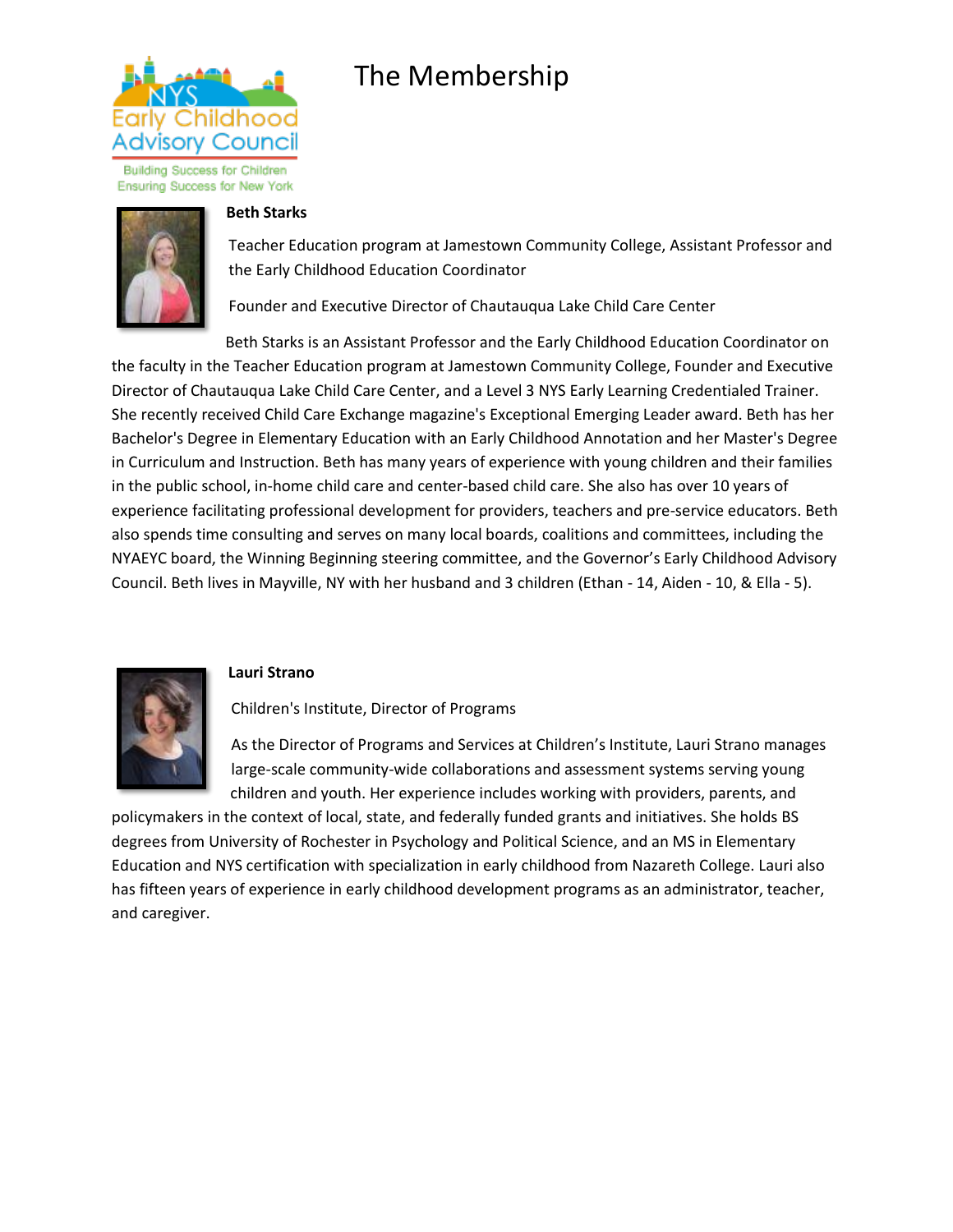# The Membership

NYS Early Childhood Advisory Council

Building Success for Children
Ensuring Success for New York

**Beth Starks**

Teacher Education program at Jamestown Community College, Assistant Professor and the Early Childhood Education Coordinator

Founder and Executive Director of Chautauqua Lake Child Care Center

Beth Starks is an Assistant Professor and the Early Childhood Education Coordinator on the faculty in the Teacher Education program at Jamestown Community College, Founder and Executive Director of Chautauqua Lake Child Care Center, and a Level 3 NYS Early Learning Credentialed Trainer. She recently received Child Care Exchange magazine's Exceptional Emerging Leader award. Beth has her Bachelor's Degree in Elementary Education with an Early Childhood Annotation and her Master's Degree in Curriculum and Instruction. Beth has many years of experience with young children and their families in the public school, in-home child care and center-based child care. She also has over 10 years of experience facilitating professional development for providers, teachers and pre-service educators. Beth also spends time consulting and serves on many local boards, coalitions and committees, including the NYAEYC board, the Winning Beginning steering committee, and the Governor's Early Childhood Advisory Council. Beth lives in Mayville, NY with her husband and 3 children (Ethan - 14, Aiden - 10, & Ella - 5).

**Lauri Strano**

Children's Institute, Director of Programs

As the Director of Programs and Services at Children's Institute, Lauri Strano manages large-scale community-wide collaborations and assessment systems serving young children and youth. Her experience includes working with providers, parents, and policymakers in the context of local, state, and federally funded grants and initiatives. She holds BS degrees from University of Rochester in Psychology and Political Science, and an MS in Elementary Education and NYS certification with specialization in early childhood from Nazareth College. Lauri also has fifteen years of experience in early childhood development programs as an administrator, teacher, and caregiver.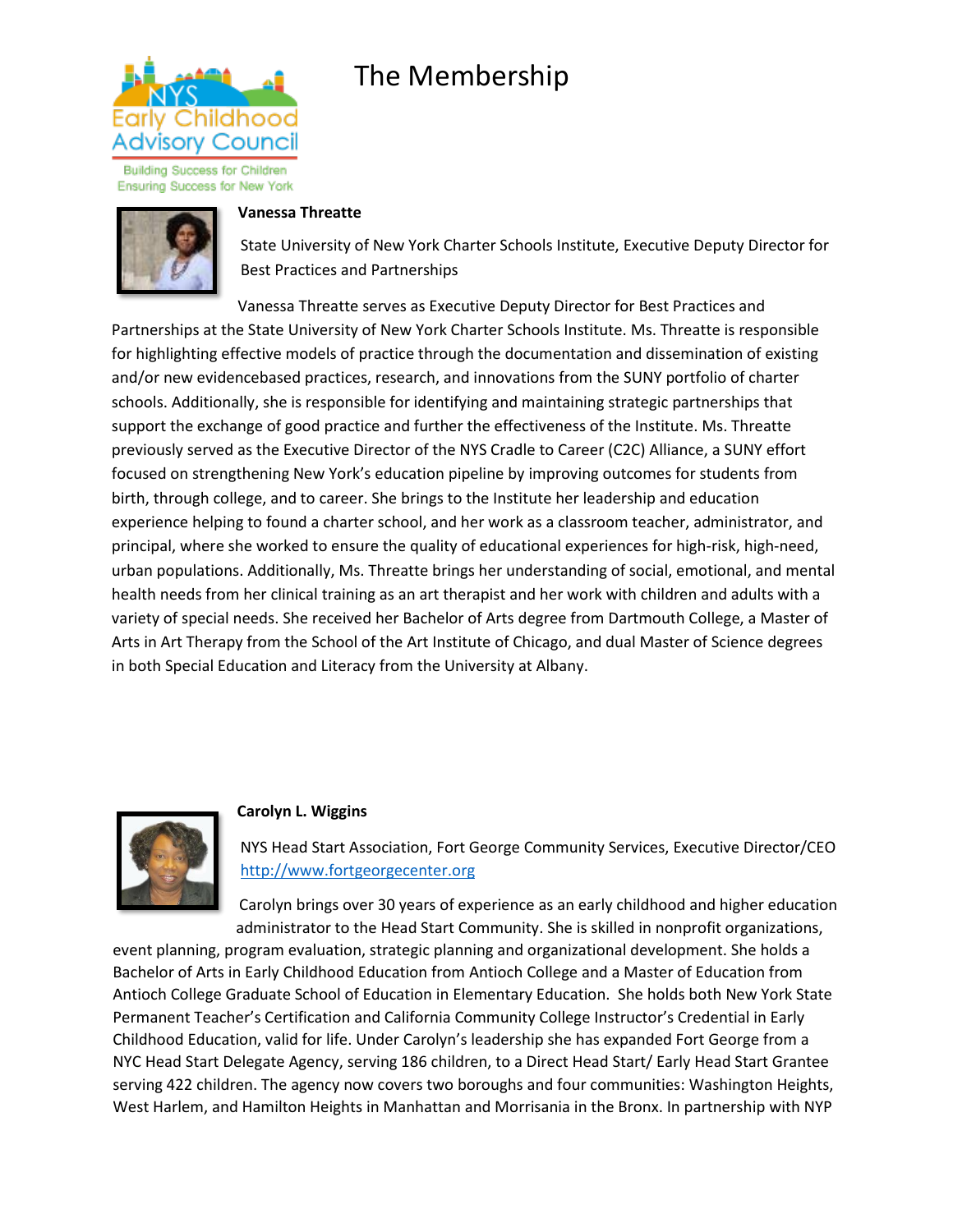# The Membership

**Vanessa Threatte**

State University of New York Charter Schools Institute, Executive Deputy Director for Best Practices and Partnerships

Vanessa Threatte serves as Executive Deputy Director for Best Practices and Partnerships at the State University of New York Charter Schools Institute. Ms. Threatte is responsible for highlighting effective models of practice through the documentation and dissemination of existing and/or new evidencebased practices, research, and innovations from the SUNY portfolio of charter schools. Additionally, she is responsible for identifying and maintaining strategic partnerships that support the exchange of good practice and further the effectiveness of the Institute. Ms. Threatte previously served as the Executive Director of the NYS Cradle to Career (C2C) Alliance, a SUNY effort focused on strengthening New York's education pipeline by improving outcomes for students from birth, through college, and to career. She brings to the Institute her leadership and education experience helping to found a charter school, and her work as a classroom teacher, administrator, and principal, where she worked to ensure the quality of educational experiences for high-risk, high-need, urban populations. Additionally, Ms. Threatte brings her understanding of social, emotional, and mental health needs from her clinical training as an art therapist and her work with children and adults with a variety of special needs. She received her Bachelor of Arts degree from Dartmouth College, a Master of Arts in Art Therapy from the School of the Art Institute of Chicago, and dual Master of Science degrees in both Special Education and Literacy from the University at Albany.

**Carolyn L. Wiggins**

NYS Head Start Association, Fort George Community Services, Executive Director/CEO
http://www.fortgeorgecenter.org

Carolyn brings over 30 years of experience as an early childhood and higher education administrator to the Head Start Community. She is skilled in nonprofit organizations, event planning, program evaluation, strategic planning and organizational development. She holds a Bachelor of Arts in Early Childhood Education from Antioch College and a Master of Education from Antioch College Graduate School of Education in Elementary Education. She holds both New York State Permanent Teacher's Certification and California Community College Instructor's Credential in Early Childhood Education, valid for life. Under Carolyn's leadership she has expanded Fort George from a NYC Head Start Delegate Agency, serving 186 children, to a Direct Head Start/ Early Head Start Grantee serving 422 children. The agency now covers two boroughs and four communities: Washington Heights, West Harlem, and Hamilton Heights in Manhattan and Morrisania in the Bronx. In partnership with NYP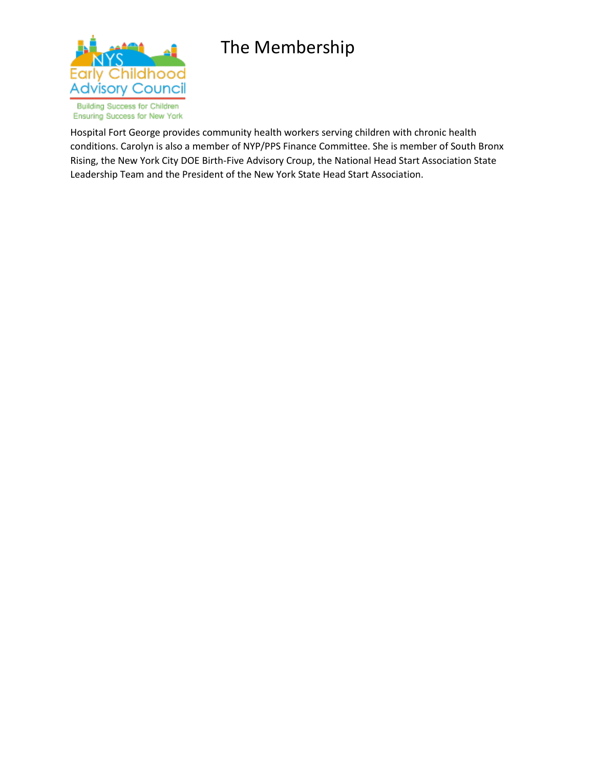# The Membership

Hospital Fort George provides community health workers serving children with chronic health conditions. Carolyn is also a member of NYP/PPS Finance Committee. She is member of South Bronx Rising, the New York City DOE Birth-Five Advisory Croup, the National Head Start Association State Leadership Team and the President of the New York State Head Start Association.